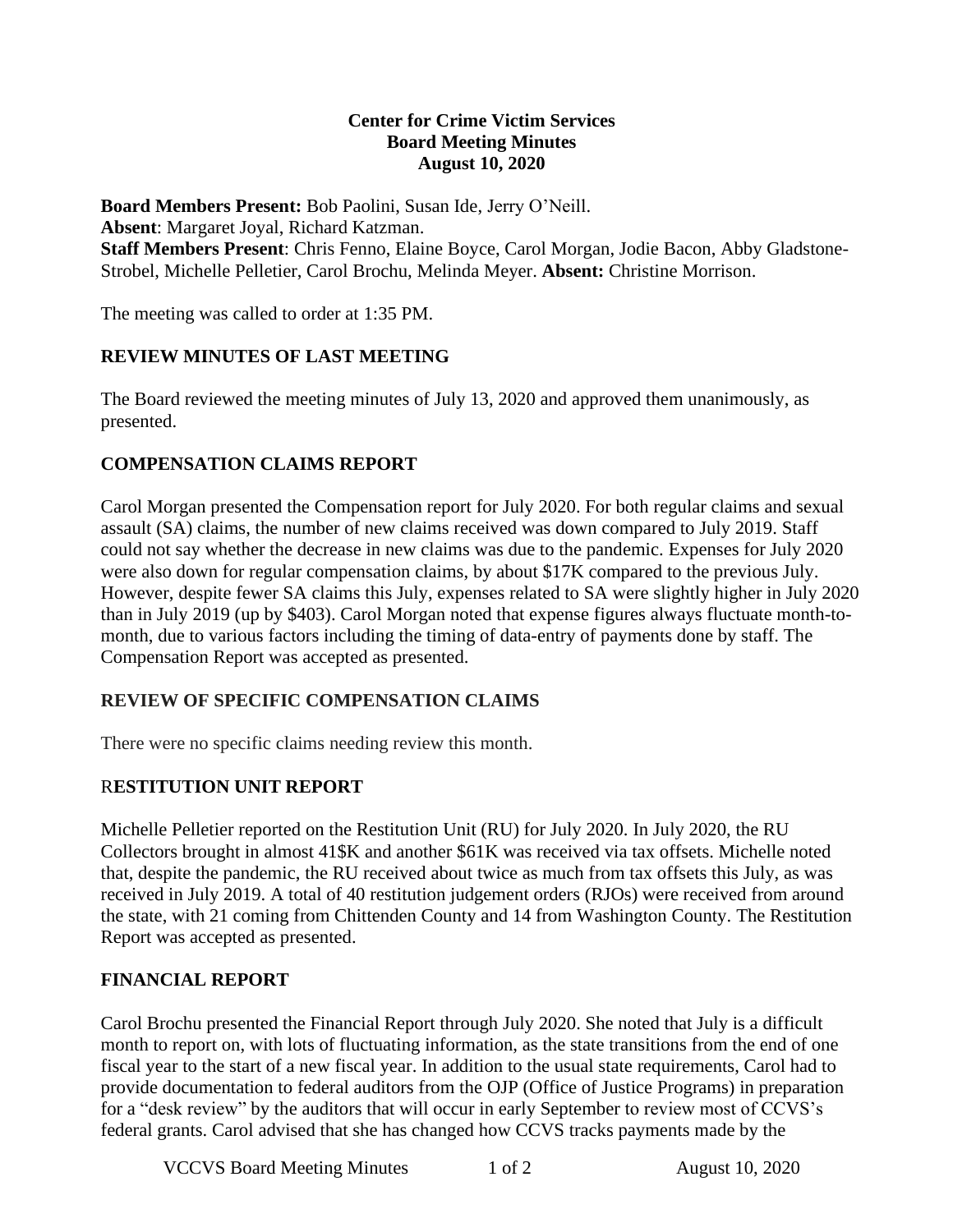**Center for Crime Victim Services**
**Board Meeting Minutes**
**August 10, 2020**

**Board Members Present:** Bob Paolini, Susan Ide, Jerry O'Neill.
**Absent**: Margaret Joyal, Richard Katzman.
**Staff Members Present**: Chris Fenno, Elaine Boyce, Carol Morgan, Jodie Bacon, Abby Gladstone-Strobel, Michelle Pelletier, Carol Brochu, Melinda Meyer. **Absent:** Christine Morrison.

The meeting was called to order at 1:35 PM.

## REVIEW MINUTES OF LAST MEETING

The Board reviewed the meeting minutes of July 13, 2020 and approved them unanimously, as presented.

## COMPENSATION CLAIMS REPORT

Carol Morgan presented the Compensation report for July 2020. For both regular claims and sexual assault (SA) claims, the number of new claims received was down compared to July 2019. Staff could not say whether the decrease in new claims was due to the pandemic. Expenses for July 2020 were also down for regular compensation claims, by about $17K compared to the previous July. However, despite fewer SA claims this July, expenses related to SA were slightly higher in July 2020 than in July 2019 (up by $403). Carol Morgan noted that expense figures always fluctuate month-to-month, due to various factors including the timing of data-entry of payments done by staff. The Compensation Report was accepted as presented.

## REVIEW OF SPECIFIC COMPENSATION CLAIMS

There were no specific claims needing review this month.

## RESTITUTION UNIT REPORT

Michelle Pelletier reported on the Restitution Unit (RU) for July 2020. In July 2020, the RU Collectors brought in almost 41$K and another $61K was received via tax offsets. Michelle noted that, despite the pandemic, the RU received about twice as much from tax offsets this July, as was received in July 2019. A total of 40 restitution judgement orders (RJOs) were received from around the state, with 21 coming from Chittenden County and 14 from Washington County. The Restitution Report was accepted as presented.

## FINANCIAL REPORT

Carol Brochu presented the Financial Report through July 2020. She noted that July is a difficult month to report on, with lots of fluctuating information, as the state transitions from the end of one fiscal year to the start of a new fiscal year. In addition to the usual state requirements, Carol had to provide documentation to federal auditors from the OJP (Office of Justice Programs) in preparation for a "desk review" by the auditors that will occur in early September to review most of CCVS's federal grants. Carol advised that she has changed how CCVS tracks payments made by the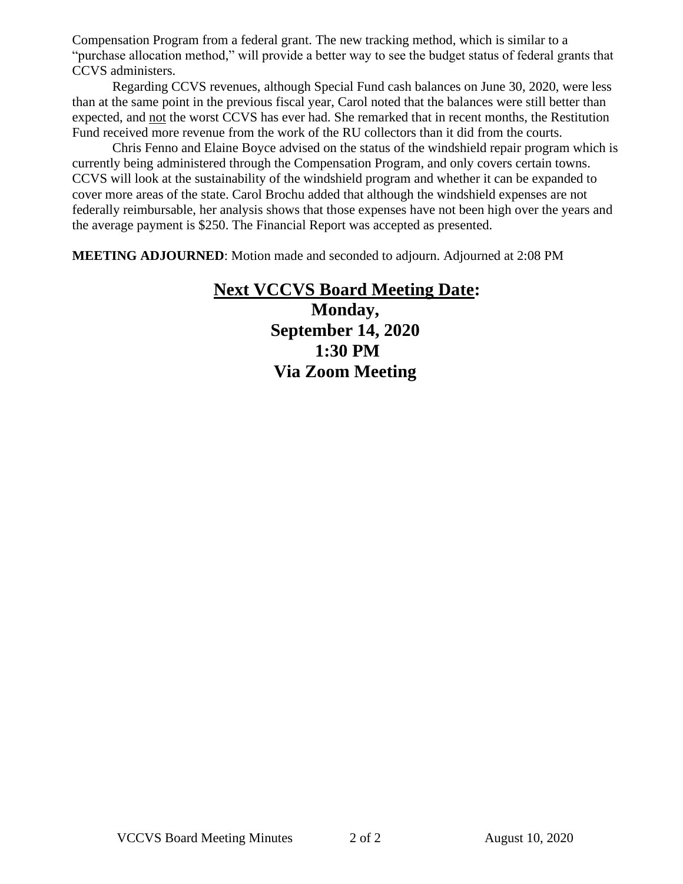Compensation Program from a federal grant. The new tracking method, which is similar to a "purchase allocation method," will provide a better way to see the budget status of federal grants that CCVS administers.

Regarding CCVS revenues, although Special Fund cash balances on June 30, 2020, were less than at the same point in the previous fiscal year, Carol noted that the balances were still better than expected, and <u>not</u> the worst CCVS has ever had. She remarked that in recent months, the Restitution Fund received more revenue from the work of the RU collectors than it did from the courts.

Chris Fenno and Elaine Boyce advised on the status of the windshield repair program which is currently being administered through the Compensation Program, and only covers certain towns. CCVS will look at the sustainability of the windshield program and whether it can be expanded to cover more areas of the state. Carol Brochu added that although the windshield expenses are not federally reimbursable, her analysis shows that those expenses have not been high over the years and the average payment is $250. The Financial Report was accepted as presented.

**MEETING ADJOURNED**: Motion made and seconded to adjourn. Adjourned at 2:08 PM

## <u>Next VCCVS Board Meeting Date</u>:

**Monday,**
**September 14, 2020**
**1:30 PM**
**Via Zoom Meeting**